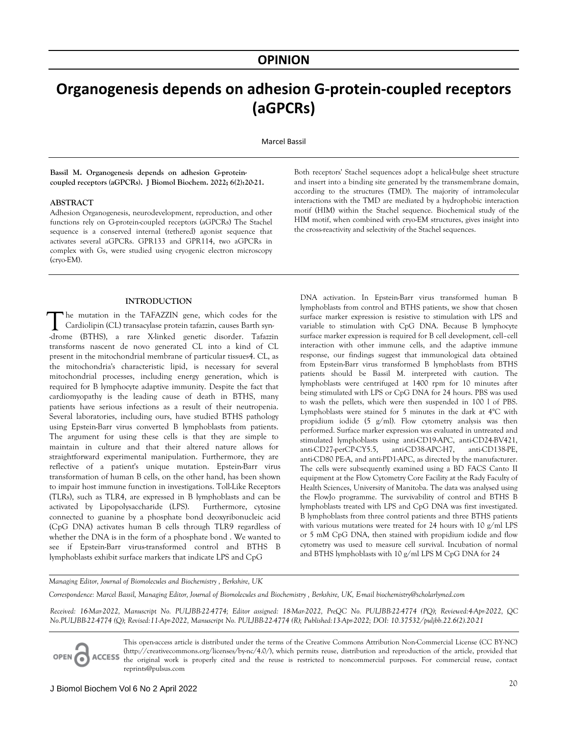OPINION

# Organogenesis depends on adhesion G-protein-coupled receptors (aGPCRs)

Marcel Bassil

**Bassil M. Organogenesis depends on adhesion G-protein-coupled receptors (aGPCRs). J Biomol Biochem. 2022; 6(2):20-21.**

## ABSTRACT

Adhesion Organogenesis, neurodevelopment, reproduction, and other functions rely on G-protein-coupled receptors (aGPCRs) The Stachel sequence is a conserved internal (tethered) agonist sequence that activates several aGPCRs. GPR133 and GPR114, two aGPCRs in complex with Gs, were studied using cryogenic electron microscopy (cryo-EM).

Both receptors' Stachel sequences adopt a helical-bulge sheet structure and insert into a binding site generated by the transmembrane domain, according to the structures (TMD). The majority of intramolecular interactions with the TMD are mediated by a hydrophobic interaction motif (HIM) within the Stachel sequence. Biochemical study of the HIM motif, when combined with cryo-EM structures, gives insight into the cross-reactivity and selectivity of the Stachel sequences.

## INTRODUCTION

The mutation in the TAFAZZIN gene, which codes for the Cardiolipin (CL) transacylase protein tafazzin, causes Barth syn--drome (BTHS), a rare X-linked genetic disorder. Tafazzin transforms nascent de novo generated CL into a kind of CL present in the mitochondrial membrane of particular tissues4. CL, as the mitochondria's characteristic lipid, is necessary for several mitochondrial processes, including energy generation, which is required for B lymphocyte adaptive immunity. Despite the fact that cardiomyopathy is the leading cause of death in BTHS, many patients have serious infections as a result of their neutropenia. Several laboratories, including ours, have studied BTHS pathology using Epstein-Barr virus converted B lymphoblasts from patients. The argument for using these cells is that they are simple to maintain in culture and that their altered nature allows for straightforward experimental manipulation. Furthermore, they are reflective of a patient's unique mutation. Epstein-Barr virus transformation of human B cells, on the other hand, has been shown to impair host immune function in investigations. Toll-Like Receptors (TLRs), such as TLR4, are expressed in B lymphoblasts and can be activated by Lipopolysaccharide (LPS). Furthermore, cytosine connected to guanine by a phosphate bond deoxyribonucleic acid (CpG DNA) activates human B cells through TLR9 regardless of whether the DNA is in the form of a phosphate bond . We wanted to see if Epstein-Barr virus-transformed control and BTHS B lymphoblasts exhibit surface markers that indicate LPS and CpG DNA activation. In Epstein-Barr virus transformed human B lymphoblasts from control and BTHS patients, we show that chosen surface marker expression is resistive to stimulation with LPS and variable to stimulation with CpG DNA. Because B lymphocyte surface marker expression is required for B cell development, cell–cell interaction with other immune cells, and the adaptive immune response, our findings suggest that immunological data obtained from Epstein-Barr virus transformed B lymphoblasts from BTHS patients should be Bassil M. interpreted with caution. The lymphoblasts were centrifuged at 1400 rpm for 10 minutes after being stimulated with LPS or CpG DNA for 24 hours. PBS was used to wash the pellets, which were then suspended in 100 l of PBS. Lymphoblasts were stained for 5 minutes in the dark at 4°C with propidium iodide (5 g/ml). Flow cytometry analysis was then performed. Surface marker expression was evaluated in untreated and stimulated lymphoblasts using anti-CD19-APC, anti-CD24-BV421, anti-CD27-perCP-CY5.5, anti-CD38-APC-H7, anti-CD138-PE, anti-CD80 PE-A, and anti-PD1-APC, as directed by the manufacturer. The cells were subsequently examined using a BD FACS Canto II equipment at the Flow Cytometry Core Facility at the Rady Faculty of Health Sciences, University of Manitoba. The data was analysed using the FlowJo programme. The survivability of control and BTHS B lymphoblasts treated with LPS and CpG DNA was first investigated. B lymphoblasts from three control patients and three BTHS patients with various mutations were treated for 24 hours with 10 g/ml LPS or 5 mM CpG DNA, then stained with propidium iodide and flow cytometry was used to measure cell survival. Incubation of normal and BTHS lymphoblasts with 10 g/ml LPS M CpG DNA for 24

*Managing Editor, Journal of Biomolecules and Biochemistry , Berkshire, UK*

*Correspondence: Marcel Bassil, Managing Editor, Journal of Biomolecules and Biochemistry , Berkshire, UK, E-mail biochemistry@scholarlymed.com*

*Received: 16-Mar-2022, Manuscript No. PULJBB-22-4774; Editor assigned: 18-Mar-2022, PreQC No. PULJBB-22-4774 (PQ); Reviewed:4-Apr-2022, QC No.PULJBB-22-4774 (Q); Revised:11-Apr-2022, Manuscript No. PULJBB-22-4774 (R); Published:13-Apr-2022; DOI: 10.37532/puljbb.22.6(2).20-21*

OPEN ACCESS This open-access article is distributed under the terms of the Creative Commons Attribution Non-Commercial License (CC BY-NC) (http://creativecommons.org/licenses/by-nc/4.0/), which permits reuse, distribution and reproduction of the article, provided that the original work is properly cited and the reuse is restricted to noncommercial purposes. For commercial reuse, contact reprints@pulsus.com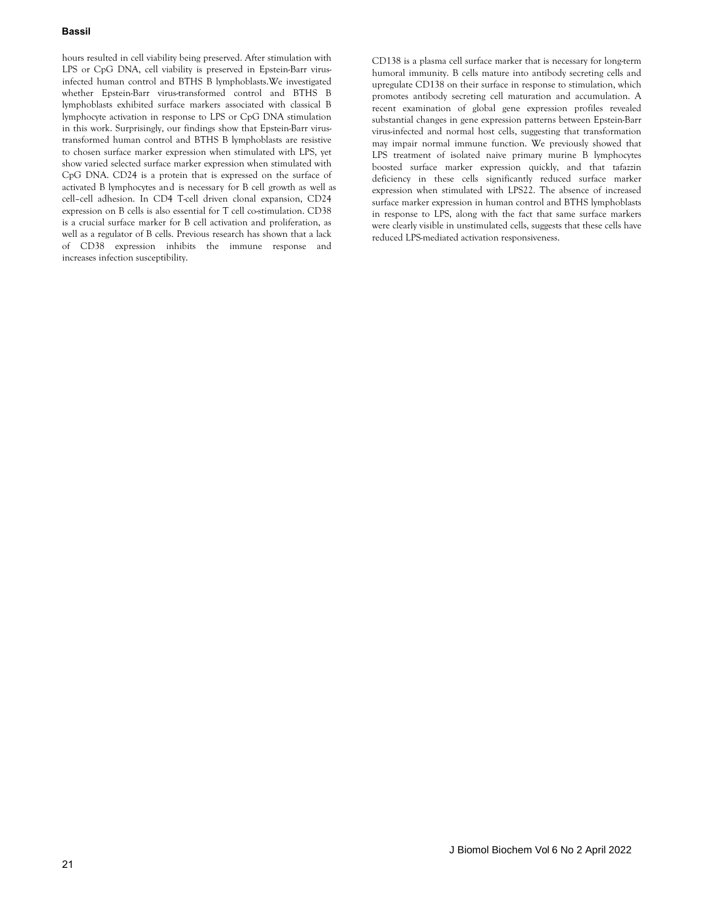hours resulted in cell viability being preserved. After stimulation with LPS or CpG DNA, cell viability is preserved in Epstein-Barr virus-infected human control and BTHS B lymphoblasts.We investigated whether Epstein-Barr virus-transformed control and BTHS B lymphoblasts exhibited surface markers associated with classical B lymphocyte activation in response to LPS or CpG DNA stimulation in this work. Surprisingly, our findings show that Epstein-Barr virus-transformed human control and BTHS B lymphoblasts are resistive to chosen surface marker expression when stimulated with LPS, yet show varied selected surface marker expression when stimulated with CpG DNA. CD24 is a protein that is expressed on the surface of activated B lymphocytes and is necessary for B cell growth as well as cell–cell adhesion. In CD4 T-cell driven clonal expansion, CD24 expression on B cells is also essential for T cell co-stimulation. CD38 is a crucial surface marker for B cell activation and proliferation, as well as a regulator of B cells. Previous research has shown that a lack of CD38 expression inhibits the immune response and increases infection susceptibility.

CD138 is a plasma cell surface marker that is necessary for long-term humoral immunity. B cells mature into antibody secreting cells and upregulate CD138 on their surface in response to stimulation, which promotes antibody secreting cell maturation and accumulation. A recent examination of global gene expression profiles revealed substantial changes in gene expression patterns between Epstein-Barr virus-infected and normal host cells, suggesting that transformation may impair normal immune function. We previously showed that LPS treatment of isolated naive primary murine B lymphocytes boosted surface marker expression quickly, and that tafazzin deficiency in these cells significantly reduced surface marker expression when stimulated with LPS22. The absence of increased surface marker expression in human control and BTHS lymphoblasts in response to LPS, along with the fact that same surface markers were clearly visible in unstimulated cells, suggests that these cells have reduced LPS-mediated activation responsiveness.